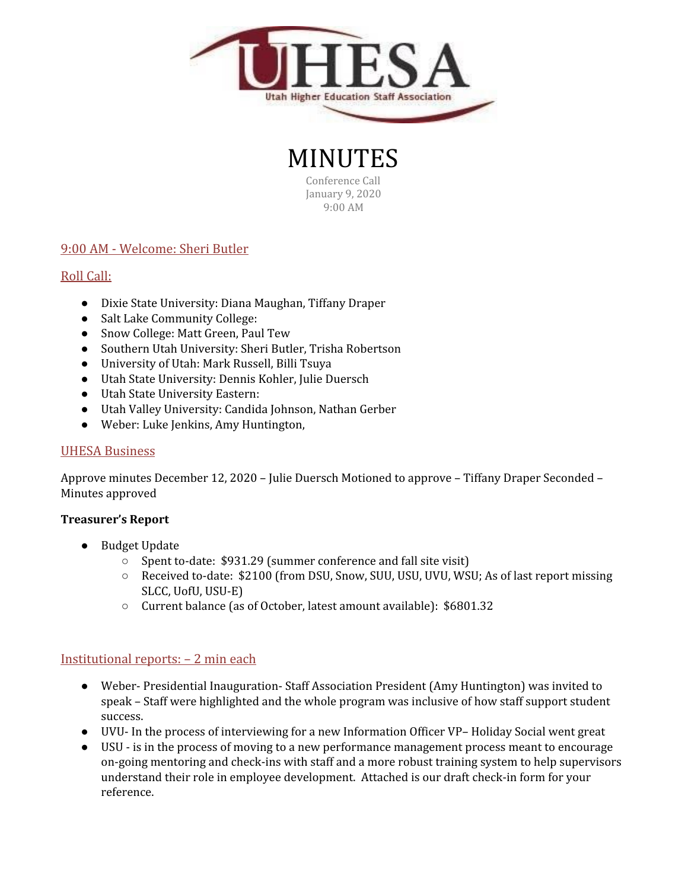UHESA

Utah Higher Education Staff Association

# MINUTES

Conference Call
January 9, 2020
9:00 AM

## 9:00 AM - Welcome: Sheri Butler

## Roll Call:

- Dixie State University: Diana Maughan, Tiffany Draper
- Salt Lake Community College:
- Snow College: Matt Green, Paul Tew
- Southern Utah University: Sheri Butler, Trisha Robertson
- University of Utah: Mark Russell, Billi Tsuya
- Utah State University: Dennis Kohler, Julie Duersch
- Utah State University Eastern:
- Utah Valley University: Candida Johnson, Nathan Gerber
- Weber: Luke Jenkins, Amy Huntington,

## UHESA Business

Approve minutes December 12, 2020 – Julie Duersch Motioned to approve – Tiffany Draper Seconded – Minutes approved

**Treasurer's Report**

- Budget Update
  - Spent to-date: $931.29 (summer conference and fall site visit)
  - Received to-date: $2100 (from DSU, Snow, SUU, USU, UVU, WSU; As of last report missing SLCC, UofU, USU-E)
  - Current balance (as of October, latest amount available): $6801.32

## Institutional reports: – 2 min each

- Weber- Presidential Inauguration- Staff Association President (Amy Huntington) was invited to speak – Staff were highlighted and the whole program was inclusive of how staff support student success.
- UVU- In the process of interviewing for a new Information Officer VP– Holiday Social went great
- USU - is in the process of moving to a new performance management process meant to encourage on-going mentoring and check-ins with staff and a more robust training system to help supervisors understand their role in employee development. Attached is our draft check-in form for your reference.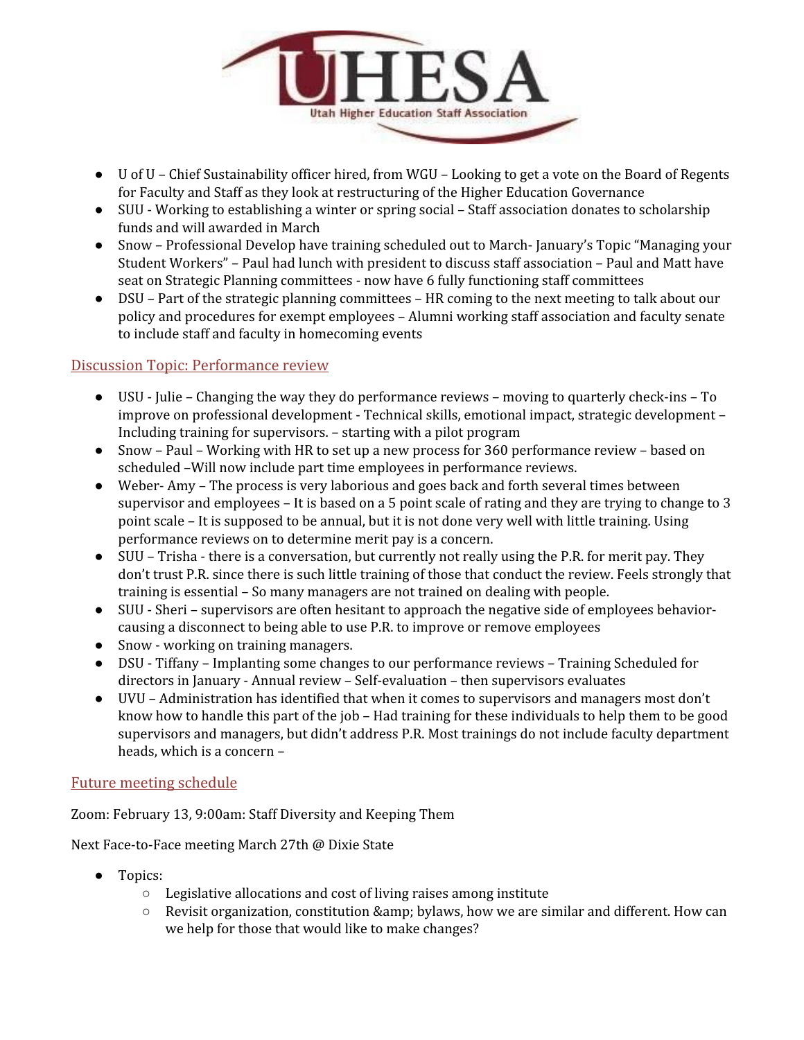- U of U – Chief Sustainability officer hired, from WGU – Looking to get a vote on the Board of Regents for Faculty and Staff as they look at restructuring of the Higher Education Governance
- SUU - Working to establishing a winter or spring social – Staff association donates to scholarship funds and will awarded in March
- Snow – Professional Develop have training scheduled out to March- January's Topic "Managing your Student Workers" – Paul had lunch with president to discuss staff association – Paul and Matt have seat on Strategic Planning committees - now have 6 fully functioning staff committees
- DSU – Part of the strategic planning committees – HR coming to the next meeting to talk about our policy and procedures for exempt employees – Alumni working staff association and faculty senate to include staff and faculty in homecoming events

## Discussion Topic: Performance review

- USU - Julie – Changing the way they do performance reviews – moving to quarterly check-ins – To improve on professional development - Technical skills, emotional impact, strategic development – Including training for supervisors. – starting with a pilot program
- Snow – Paul – Working with HR to set up a new process for 360 performance review – based on scheduled –Will now include part time employees in performance reviews.
- Weber- Amy – The process is very laborious and goes back and forth several times between supervisor and employees – It is based on a 5 point scale of rating and they are trying to change to 3 point scale – It is supposed to be annual, but it is not done very well with little training. Using performance reviews on to determine merit pay is a concern.
- SUU – Trisha - there is a conversation, but currently not really using the P.R. for merit pay. They don't trust P.R. since there is such little training of those that conduct the review. Feels strongly that training is essential – So many managers are not trained on dealing with people.
- SUU - Sheri – supervisors are often hesitant to approach the negative side of employees behavior- causing a disconnect to being able to use P.R. to improve or remove employees
- Snow - working on training managers.
- DSU - Tiffany – Implanting some changes to our performance reviews – Training Scheduled for directors in January - Annual review – Self-evaluation – then supervisors evaluates
- UVU – Administration has identified that when it comes to supervisors and managers most don't know how to handle this part of the job – Had training for these individuals to help them to be good supervisors and managers, but didn't address P.R. Most trainings do not include faculty department heads, which is a concern –

## Future meeting schedule

Zoom: February 13, 9:00am: Staff Diversity and Keeping Them

Next Face-to-Face meeting March 27th @ Dixie State

- Topics:
  - Legislative allocations and cost of living raises among institute
  - Revisit organization, constitution &amp; bylaws, how we are similar and different. How can we help for those that would like to make changes?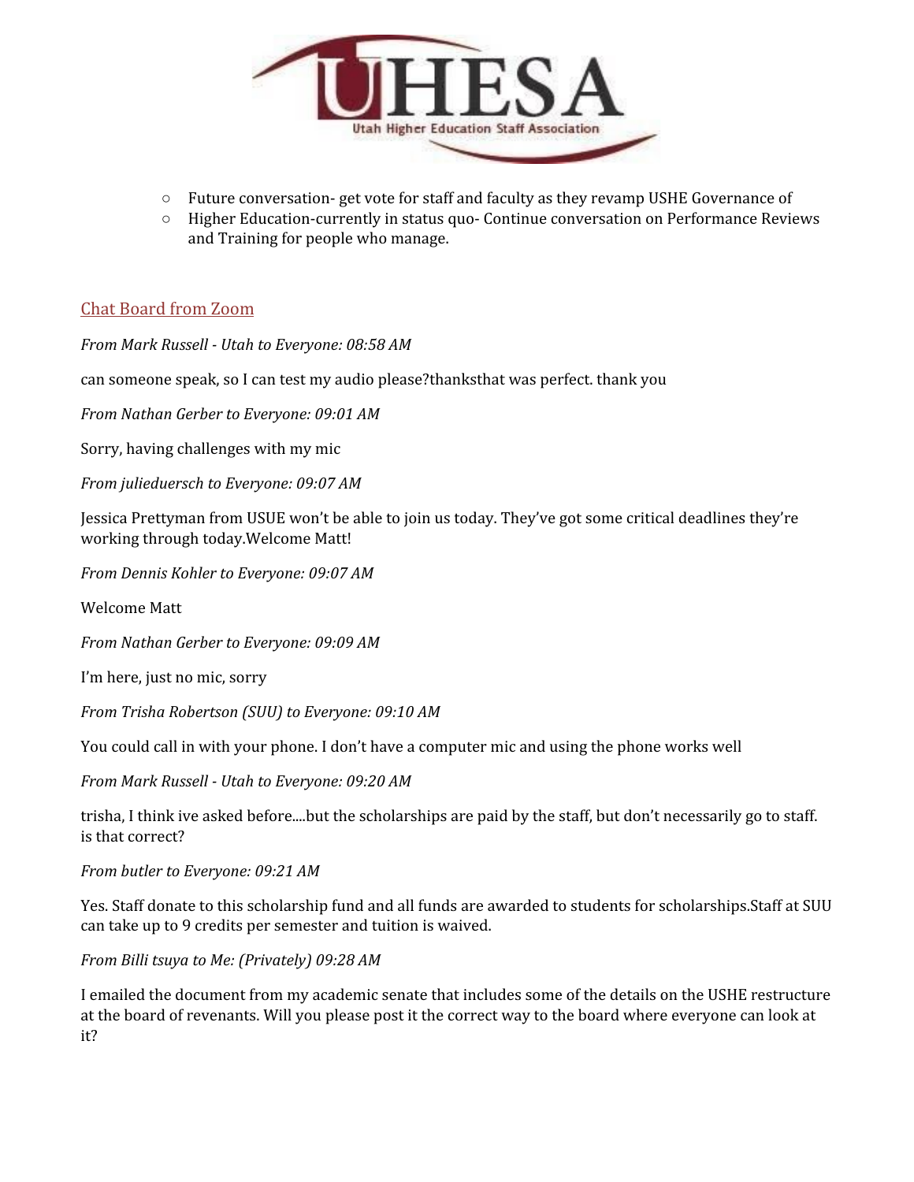- Future conversation- get vote for staff and faculty as they revamp USHE Governance of
- Higher Education-currently in status quo- Continue conversation on Performance Reviews and Training for people who manage.

## Chat Board from Zoom

*From Mark Russell - Utah to Everyone: 08:58 AM*

can someone speak, so I can test my audio please?thanksthat was perfect. thank you

*From Nathan Gerber to Everyone: 09:01 AM*

Sorry, having challenges with my mic

*From julieduersch to Everyone: 09:07 AM*

Jessica Prettyman from USUE won't be able to join us today. They've got some critical deadlines they're working through today.Welcome Matt!

*From Dennis Kohler to Everyone: 09:07 AM*

Welcome Matt

*From Nathan Gerber to Everyone: 09:09 AM*

I'm here, just no mic, sorry

*From Trisha Robertson (SUU) to Everyone: 09:10 AM*

You could call in with your phone. I don't have a computer mic and using the phone works well

*From Mark Russell - Utah to Everyone: 09:20 AM*

trisha, I think ive asked before....but the scholarships are paid by the staff, but don't necessarily go to staff. is that correct?

*From butler to Everyone: 09:21 AM*

Yes. Staff donate to this scholarship fund and all funds are awarded to students for scholarships.Staff at SUU can take up to 9 credits per semester and tuition is waived.

*From Billi tsuya to Me: (Privately) 09:28 AM*

I emailed the document from my academic senate that includes some of the details on the USHE restructure at the board of revenants. Will you please post it the correct way to the board where everyone can look at it?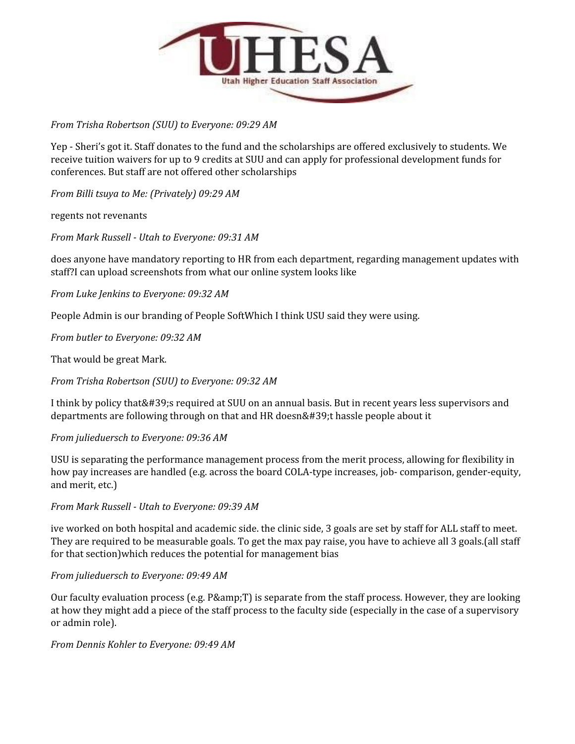*From Trisha Robertson (SUU) to Everyone: 09:29 AM*

Yep - Sheri's got it. Staff donates to the fund and the scholarships are offered exclusively to students. We receive tuition waivers for up to 9 credits at SUU and can apply for professional development funds for conferences. But staff are not offered other scholarships

*From Billi tsuya to Me: (Privately) 09:29 AM*

regents not revenants

*From Mark Russell - Utah to Everyone: 09:31 AM*

does anyone have mandatory reporting to HR from each department, regarding management updates with staff?I can upload screenshots from what our online system looks like

*From Luke Jenkins to Everyone: 09:32 AM*

People Admin is our branding of People SoftWhich I think USU said they were using.

*From butler to Everyone: 09:32 AM*

That would be great Mark.

*From Trisha Robertson (SUU) to Everyone: 09:32 AM*

I think by policy that&#39;s required at SUU on an annual basis. But in recent years less supervisors and departments are following through on that and HR doesn&#39;t hassle people about it

*From julieduersch to Everyone: 09:36 AM*

USU is separating the performance management process from the merit process, allowing for flexibility in how pay increases are handled (e.g. across the board COLA-type increases, job- comparison, gender-equity, and merit, etc.)

*From Mark Russell - Utah to Everyone: 09:39 AM*

ive worked on both hospital and academic side. the clinic side, 3 goals are set by staff for ALL staff to meet. They are required to be measurable goals. To get the max pay raise, you have to achieve all 3 goals.(all staff for that section)which reduces the potential for management bias

*From julieduersch to Everyone: 09:49 AM*

Our faculty evaluation process (e.g. P&amp;T) is separate from the staff process. However, they are looking at how they might add a piece of the staff process to the faculty side (especially in the case of a supervisory or admin role).

*From Dennis Kohler to Everyone: 09:49 AM*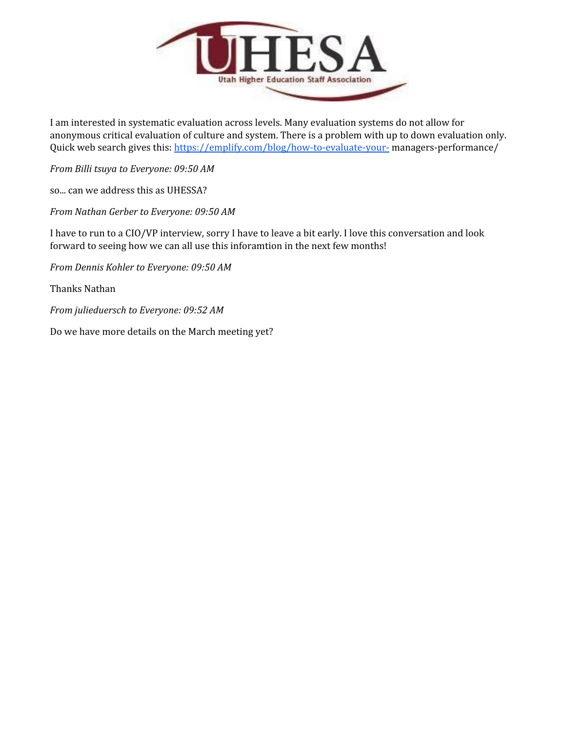I am interested in systematic evaluation across levels. Many evaluation systems do not allow for anonymous critical evaluation of culture and system. There is a problem with up to down evaluation only. Quick web search gives this: [https://emplify.com/blog/how-to-evaluate-your-](https://emplify.com/blog/how-to-evaluate-your-managers-performance/) managers-performance/

*From Billi tsuya to Everyone: 09:50 AM*

so... can we address this as UHESSA?

*From Nathan Gerber to Everyone: 09:50 AM*

I have to run to a CIO/VP interview, sorry I have to leave a bit early. I love this conversation and look forward to seeing how we can all use this inforamtion in the next few months!

*From Dennis Kohler to Everyone: 09:50 AM*

Thanks Nathan

*From julieduersch to Everyone: 09:52 AM*

Do we have more details on the March meeting yet?